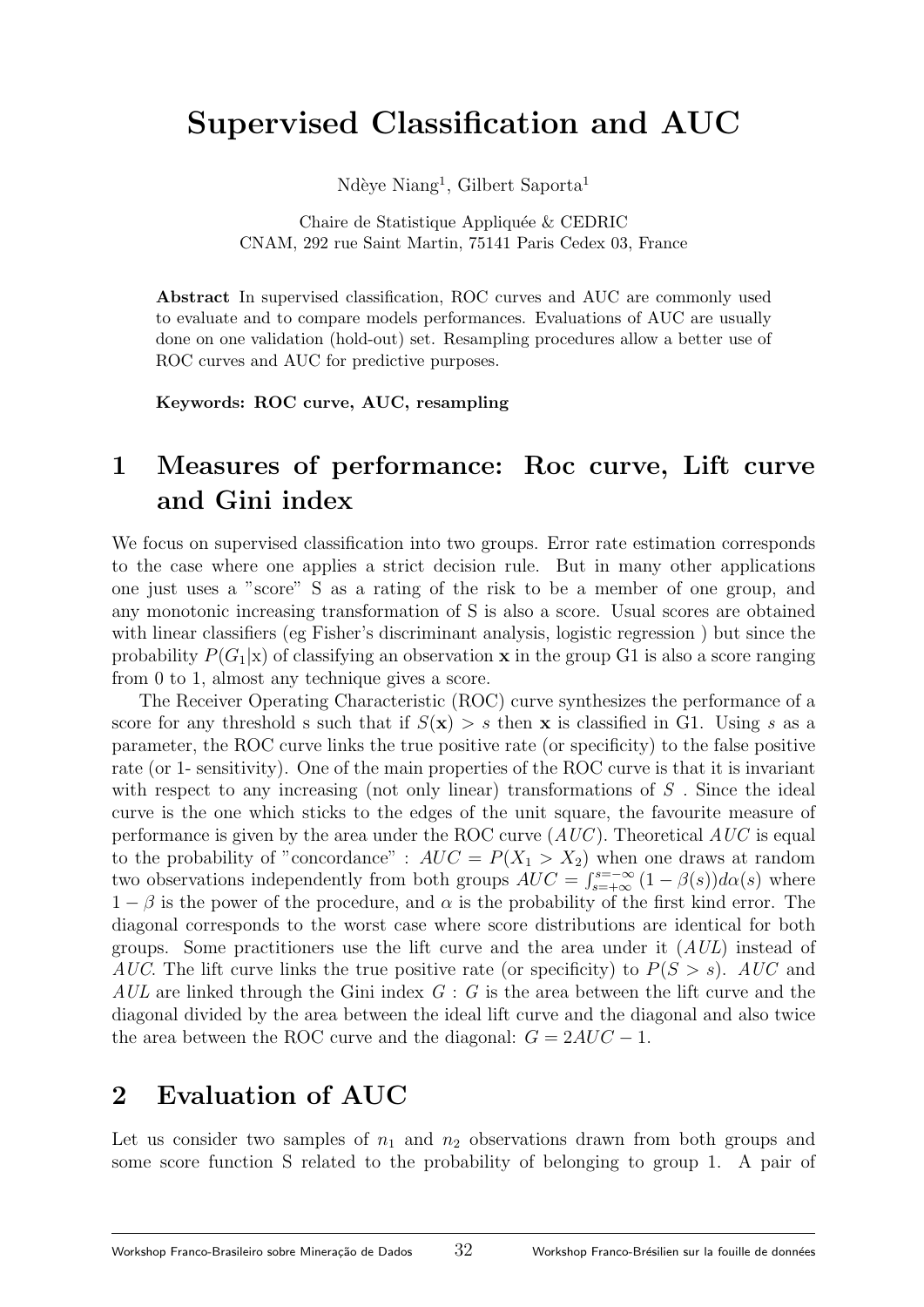# Supervised Classification and AUC

Ndèye Niang[1], Gilbert Saporta[1]

Chaire de Statistique Appliquée & CEDRIC
CNAM, 292 rue Saint Martin, 75141 Paris Cedex 03, France

**Abstract** In supervised classification, ROC curves and AUC are commonly used to evaluate and to compare models performances. Evaluations of AUC are usually done on one validation (hold-out) set. Resampling procedures allow a better use of ROC curves and AUC for predictive purposes.

**Keywords: ROC curve, AUC, resampling**

## 1 Measures of performance: Roc curve, Lift curve and Gini index

We focus on supervised classification into two groups. Error rate estimation corresponds to the case where one applies a strict decision rule. But in many other applications one just uses a "score" S as a rating of the risk to be a member of one group, and any monotonic increasing transformation of S is also a score. Usual scores are obtained with linear classifiers (eg Fisher's discriminant analysis, logistic regression ) but since the probability $P(G_1|\mathrm{x})$ of classifying an observation $\mathbf{x}$ in the group G1 is also a score ranging from 0 to 1, almost any technique gives a score.

The Receiver Operating Characteristic (ROC) curve synthesizes the performance of a score for any threshold s such that if $S(\mathbf{x}) > s$ then $\mathbf{x}$ is classified in G1. Using $s$ as a parameter, the ROC curve links the true positive rate (or specificity) to the false positive rate (or 1- sensitivity). One of the main properties of the ROC curve is that it is invariant with respect to any increasing (not only linear) transformations of $S$ . Since the ideal curve is the one which sticks to the edges of the unit square, the favourite measure of performance is given by the area under the ROC curve ($AUC$). Theoretical $AUC$ is equal to the probability of "concordance" : $AUC = P(X_1 > X_2)$ when one draws at random two observations independently from both groups $AUC = \int_{s=+\infty}^{s=-\infty} (1-\beta(s))d\alpha(s)$ where $1-\beta$ is the power of the procedure, and $\alpha$ is the probability of the first kind error. The diagonal corresponds to the worst case where score distributions are identical for both groups. Some practitioners use the lift curve and the area under it ($AUL$) instead of $AUC$. The lift curve links the true positive rate (or specificity) to $P(S > s)$. $AUC$ and $AUL$ are linked through the Gini index $G$ : $G$ is the area between the lift curve and the diagonal divided by the area between the ideal lift curve and the diagonal and also twice the area between the ROC curve and the diagonal: $G = 2AUC - 1$.

## 2 Evaluation of AUC

Let us consider two samples of $n_1$ and $n_2$ observations drawn from both groups and some score function S related to the probability of belonging to group 1. A pair of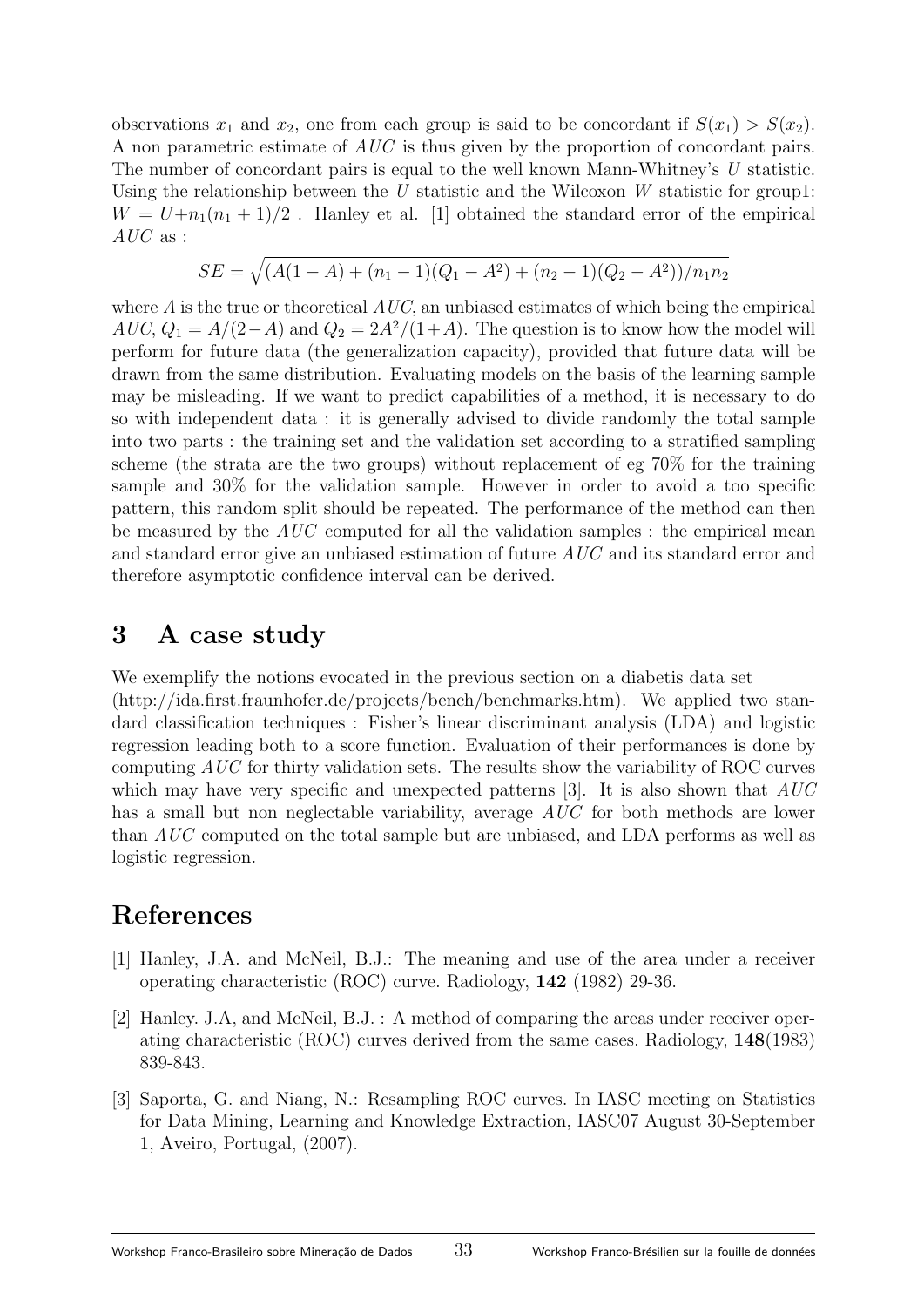observations $x_1$ and $x_2$, one from each group is said to be concordant if $S(x_1) > S(x_2)$. A non parametric estimate of $AUC$ is thus given by the proportion of concordant pairs. The number of concordant pairs is equal to the well known Mann-Whitney's $U$ statistic. Using the relationship between the $U$ statistic and the Wilcoxon $W$ statistic for group1: $W = U + n_1(n_1 + 1)/2$ . Hanley et al. [1] obtained the standard error of the empirical $AUC$ as :

$$SE = \sqrt{(A(1-A) + (n_1 - 1)(Q_1 - A^2) + (n_2 - 1)(Q_2 - A^2))/n_1 n_2}$$

where $A$ is the true or theoretical $AUC$, an unbiased estimates of which being the empirical $AUC$, $Q_1 = A/(2-A)$ and $Q_2 = 2A^2/(1+A)$. The question is to know how the model will perform for future data (the generalization capacity), provided that future data will be drawn from the same distribution. Evaluating models on the basis of the learning sample may be misleading. If we want to predict capabilities of a method, it is necessary to do so with independent data : it is generally advised to divide randomly the total sample into two parts : the training set and the validation set according to a stratified sampling scheme (the strata are the two groups) without replacement of eg 70% for the training sample and 30% for the validation sample. However in order to avoid a too specific pattern, this random split should be repeated. The performance of the method can then be measured by the $AUC$ computed for all the validation samples : the empirical mean and standard error give an unbiased estimation of future $AUC$ and its standard error and therefore asymptotic confidence interval can be derived.

## 3 A case study

We exemplify the notions evocated in the previous section on a diabetis data set (http://ida.first.fraunhofer.de/projects/bench/benchmarks.htm). We applied two standard classification techniques : Fisher's linear discriminant analysis (LDA) and logistic regression leading both to a score function. Evaluation of their performances is done by computing $AUC$ for thirty validation sets. The results show the variability of ROC curves which may have very specific and unexpected patterns [3]. It is also shown that $AUC$ has a small but non neglectable variability, average $AUC$ for both methods are lower than $AUC$ computed on the total sample but are unbiased, and LDA performs as well as logistic regression.

## References

[1] Hanley, J.A. and McNeil, B.J.: The meaning and use of the area under a receiver operating characteristic (ROC) curve. Radiology, **142** (1982) 29-36.

[2] Hanley. J.A, and McNeil, B.J. : A method of comparing the areas under receiver operating characteristic (ROC) curves derived from the same cases. Radiology, **148**(1983) 839-843.

[3] Saporta, G. and Niang, N.: Resampling ROC curves. In IASC meeting on Statistics for Data Mining, Learning and Knowledge Extraction, IASC07 August 30-September 1, Aveiro, Portugal, (2007).